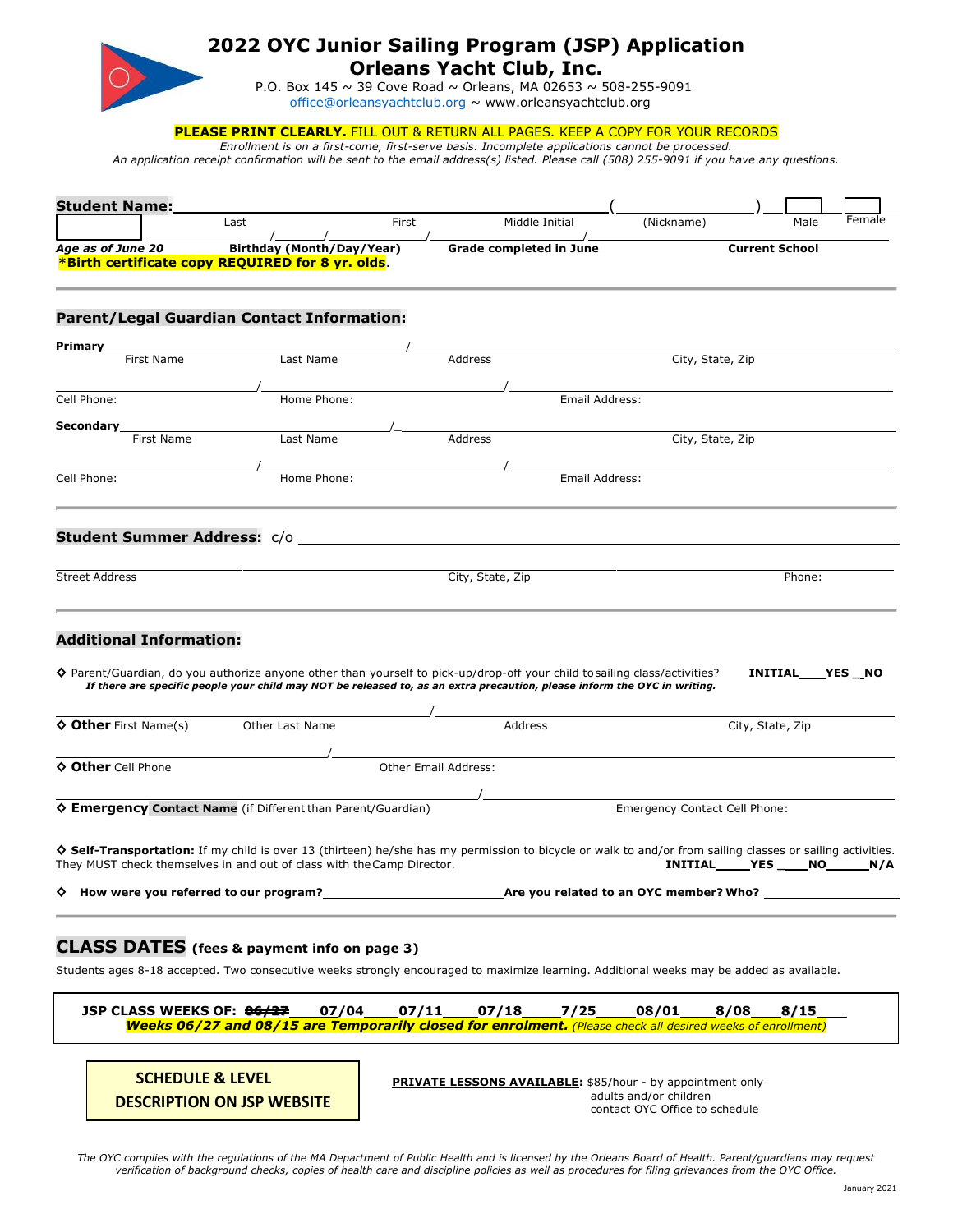# 2022 OYC Junior Sailing Program (JSP) Application
## Orleans Yacht Club, Inc.

P.O. Box 145 ~ 39 Cove Road ~ Orleans, MA 02653 ~ 508-255-9091
office@orleansyachtclub.org ~ www.orleansyachtclub.org

**PLEASE PRINT CLEARLY.** FILL OUT & RETURN ALL PAGES. KEEP A COPY FOR YOUR RECORDS

*Enrollment is on a first-come, first-serve basis. Incomplete applications cannot be processed.*
*An application receipt confirmation will be sent to the email address(s) listed. Please call (508) 255-9091 if you have any questions.*

**Student Name:** ______________________ ( __________ ) ☐ Male ☐ Female
Last First Middle Initial (Nickname)

______ ____/____/____ ______________ ______________
***Age as of June 20*** **Birthday (Month/Day/Year)** **Grade completed in June** **Current School**

**\*Birth certificate copy REQUIRED for 8 yr. olds**.

---

### Parent/Legal Guardian Contact Information:

**Primary** ______________________ / ______________________
First Name Last Name Address City, State, Zip

______________ / ______________ / ______________
Cell Phone: Home Phone: Email Address:

**Secondary** ______________________ / ______________________
First Name Last Name Address City, State, Zip

______________ / ______________ / ______________
Cell Phone: Home Phone: Email Address:

---

**Student Summer Address:** c/o ______________________

______________ ______________ ______________
Street Address City, State, Zip Phone:

---

### Additional Information:

◇ Parent/Guardian, do you authorize anyone other than yourself to pick-up/drop-off your child to sailing class/activities? **INITIAL____YES _NO**
***If there are specific people your child may NOT be released to, as an extra precaution, please inform the OYC in writing.***

______________________ / ______________________
◇ **Other** First Name(s) Other Last Name Address City, State, Zip

______________ / ______________
◇ **Other** Cell Phone Other Email Address:

______________________ / ______________
◇ **Emergency Contact Name** (if Different than Parent/Guardian) Emergency Contact Cell Phone:

◇ **Self-Transportation:** If my child is over 13 (thirteen) he/she has my permission to bicycle or walk to and/or from sailing classes or sailing activities. They MUST check themselves in and out of class with the Camp Director. **INITIAL____YES ____NO______N/A**

◇ **How were you referred to our program?**______________ **Are you related to an OYC member? Who?** ______________

---

## CLASS DATES (fees & payment info on page 3)

Students ages 8-18 accepted. Two consecutive weeks strongly encouraged to maximize learning. Additional weeks may be added as available.

**JSP CLASS WEEKS OF: ~~06/27~~ ___ 07/04 ___ 07/11 ___ 07/18 ___ 7/25 ___ 08/01 ___ 8/08 ___ 8/15 ___**
***Weeks 06/27 and 08/15 are Temporarily closed for enrolment.*** *(Please check all desired weeks of enrollment)*

**SCHEDULE & LEVEL DESCRIPTION ON JSP WEBSITE**

**PRIVATE LESSONS AVAILABLE:** $85/hour - by appointment only
adults and/or children
contact OYC Office to schedule

*The OYC complies with the regulations of the MA Department of Public Health and is licensed by the Orleans Board of Health. Parent/guardians may request verification of background checks, copies of health care and discipline policies as well as procedures for filing grievances from the OYC Office.*

January 2021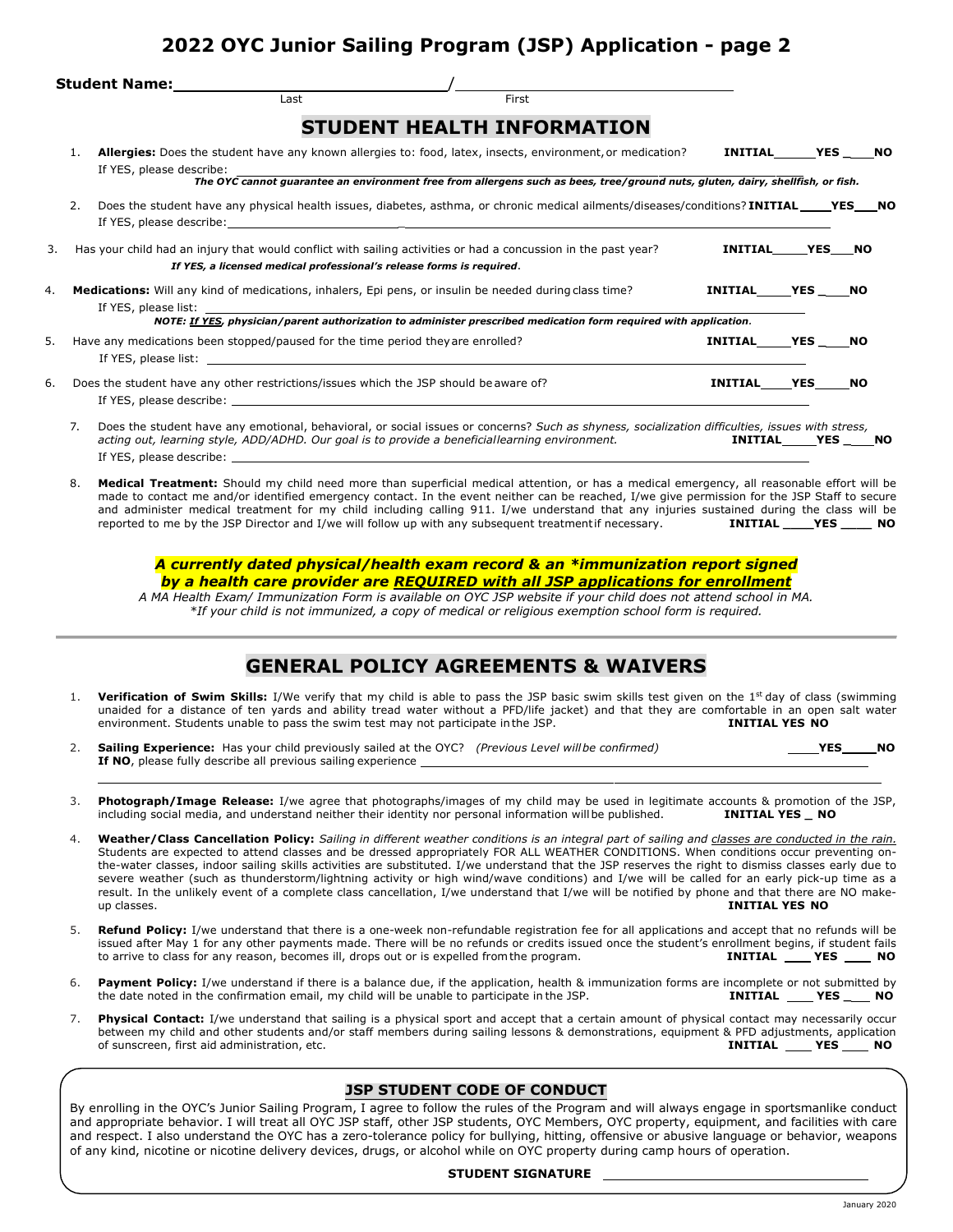# 2022 OYC Junior Sailing Program (JSP) Application - page 2

**Student Name:** ______________________________ / ______________________________
Last First

## STUDENT HEALTH INFORMATION

1. **Allergies:** Does the student have any known allergies to: food, latex, insects, environment, or medication? **INITIAL\_\_\_\_\_\_YES \_\_\_\_NO**
   If YES, please describe: ______________________________
   ***The OYC cannot guarantee an environment free from allergens such as bees, tree/ground nuts, gluten, dairy, shellfish, or fish.***

2. Does the student have any physical health issues, diabetes, asthma, or chronic medical ailments/diseases/conditions? **INITIAL\_\_\_\_\_YES\_\_\_NO**
   If YES, please describe: ______________________________

3. Has your child had an injury that would conflict with sailing activities or had a concussion in the past year? **INITIAL\_\_\_\_\_YES\_\_\_NO**
   ***If YES, a licensed medical professional's release forms is required.***

4. **Medications:** Will any kind of medications, inhalers, Epi pens, or insulin be needed during class time? **INITIAL\_\_\_\_\_YES \_\_\_\_NO**
   If YES, please list: ______________________________
   ***NOTE: If YES, physician/parent authorization to administer prescribed medication form required with application.***

5. Have any medications been stopped/paused for the time period they are enrolled? **INITIAL\_\_\_\_\_YES \_\_\_\_NO**
   If YES, please list: ______________________________

6. Does the student have any other restrictions/issues which the JSP should be aware of? **INITIAL\_\_\_\_\_YES\_\_\_\_\_NO**
   If YES, please describe: ______________________________

7. Does the student have any emotional, behavioral, or social issues or concerns? *Such as shyness, socialization difficulties, issues with stress, acting out, learning style, ADD/ADHD. Our goal is to provide a beneficial learning environment.* **INITIAL\_\_\_\_\_YES \_\_\_\_NO**
   If YES, please describe: ______________________________

8. **Medical Treatment:** Should my child need more than superficial medical attention, or has a medical emergency, all reasonable effort will be made to contact me and/or identified emergency contact. In the event neither can be reached, I/we give permission for the JSP Staff to secure and administer medical treatment for my child including calling 911. I/we understand that any injuries sustained during the class will be reported to me by the JSP Director and I/we will follow up with any subsequent treatment if necessary. **INITIAL \_\_\_\_YES \_\_\_\_ NO**

***A currently dated physical/health exam record & an \*immunization report signed by a health care provider are REQUIRED with all JSP applications for enrollment***

*A MA Health Exam/ Immunization Form is available on OYC JSP website if your child does not attend school in MA.*
*\*If your child is not immunized, a copy of medical or religious exemption school form is required.*

## GENERAL POLICY AGREEMENTS & WAIVERS

1. **Verification of Swim Skills:** I/We verify that my child is able to pass the JSP basic swim skills test given on the 1st day of class (swimming unaided for a distance of ten yards and ability tread water without a PFD/life jacket) and that they are comfortable in an open salt water environment. Students unable to pass the swim test may not participate in the JSP. **INITIAL YES NO**

2. **Sailing Experience:** Has your child previously sailed at the OYC? *(Previous Level will be confirmed)* **\_\_\_\_YES\_\_\_\_\_NO**
   **If NO**, please fully describe all previous sailing experience ______________________________

3. **Photograph/Image Release:** I/we agree that photographs/images of my child may be used in legitimate accounts & promotion of the JSP, including social media, and understand neither their identity nor personal information will be published. **INITIAL YES \_ NO**

4. **Weather/Class Cancellation Policy:** *Sailing in different weather conditions is an integral part of sailing and classes are conducted in the rain.* Students are expected to attend classes and be dressed appropriately FOR ALL WEATHER CONDITIONS. When conditions occur preventing on-the-water classes, indoor sailing skills activities are substituted. I/we understand that the JSP reserves the right to dismiss classes early due to severe weather (such as thunderstorm/lightning activity or high wind/wave conditions) and I/we will be called for an early pick-up time as a result. In the unlikely event of a complete class cancellation, I/we understand that I/we will be notified by phone and that there are NO make-up classes. **INITIAL YES NO**

5. **Refund Policy:** I/we understand that there is a one-week non-refundable registration fee for all applications and accept that no refunds will be issued after May 1 for any other payments made. There will be no refunds or credits issued once the student's enrollment begins, if student fails to arrive to class for any reason, becomes ill, drops out or is expelled from the program. **INITIAL \_\_\_\_ YES \_\_\_\_ NO**

6. **Payment Policy:** I/we understand if there is a balance due, if the application, health & immunization forms are incomplete or not submitted by the date noted in the confirmation email, my child will be unable to participate in the JSP. **INITIAL \_\_\_\_ YES \_\_\_ NO**

7. **Physical Contact:** I/we understand that sailing is a physical sport and accept that a certain amount of physical contact may necessarily occur between my child and other students and/or staff members during sailing lessons & demonstrations, equipment & PFD adjustments, application of sunscreen, first aid administration, etc. **INITIAL \_\_\_\_ YES \_\_\_\_ NO**

### JSP STUDENT CODE OF CONDUCT

By enrolling in the OYC's Junior Sailing Program, I agree to follow the rules of the Program and will always engage in sportsmanlike conduct and appropriate behavior. I will treat all OYC JSP staff, other JSP students, OYC Members, OYC property, equipment, and facilities with care and respect. I also understand the OYC has a zero-tolerance policy for bullying, hitting, offensive or abusive language or behavior, weapons of any kind, nicotine or nicotine delivery devices, drugs, or alcohol while on OYC property during camp hours of operation.

**STUDENT SIGNATURE** ______________________________

January 2020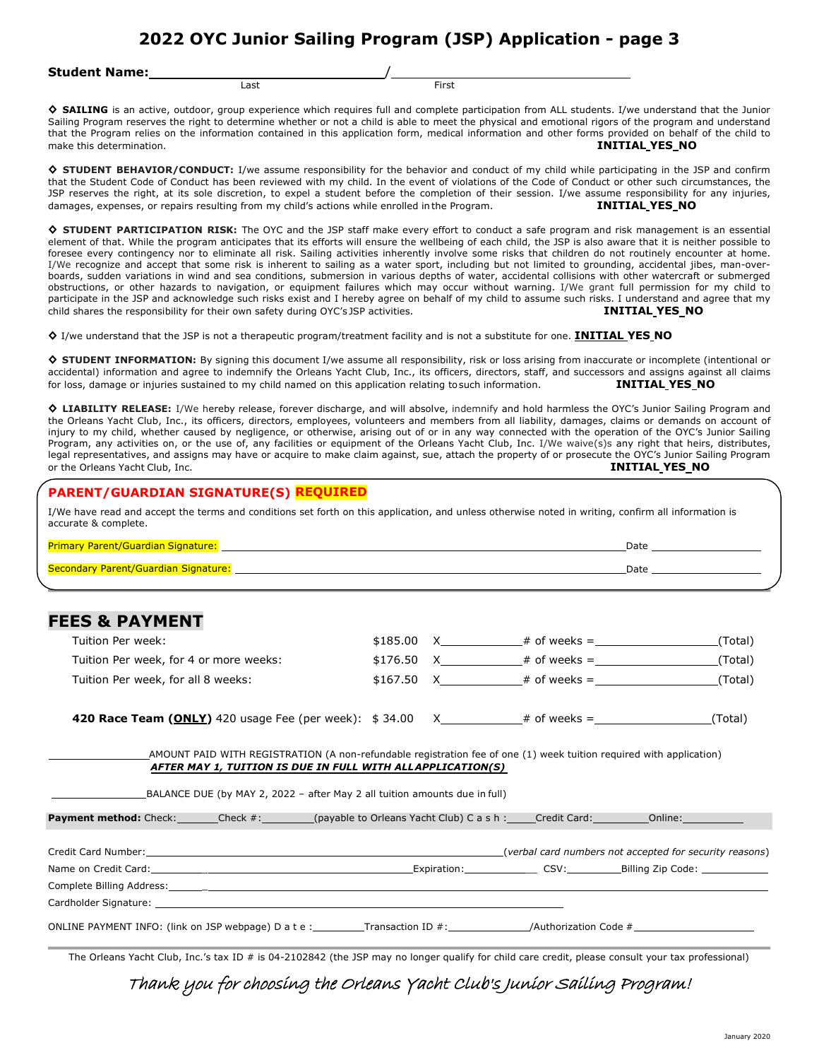# 2022 OYC Junior Sailing Program (JSP) Application - page 3

**Student Name:** ______________________________ / ______________________________
Last First

◆ **SAILING** is an active, outdoor, group experience which requires full and complete participation from ALL students. I/we understand that the Junior Sailing Program reserves the right to determine whether or not a child is able to meet the physical and emotional rigors of the program and understand that the Program relies on the information contained in this application form, medical information and other forms provided on behalf of the child to make this determination. **INITIAL_YES_NO**

◆ **STUDENT BEHAVIOR/CONDUCT:** I/we assume responsibility for the behavior and conduct of my child while participating in the JSP and confirm that the Student Code of Conduct has been reviewed with my child. In the event of violations of the Code of Conduct or other such circumstances, the JSP reserves the right, at its sole discretion, to expel a student before the completion of their session. I/we assume responsibility for any injuries, damages, expenses, or repairs resulting from my child's actions while enrolled in the Program. **INITIAL_YES_NO**

◆ **STUDENT PARTICIPATION RISK:** The OYC and the JSP staff make every effort to conduct a safe program and risk management is an essential element of that. While the program anticipates that its efforts will ensure the wellbeing of each child, the JSP is also aware that it is neither possible to foresee every contingency nor to eliminate all risk. Sailing activities inherently involve some risks that children do not routinely encounter at home. I/We recognize and accept that some risk is inherent to sailing as a water sport, including but not limited to grounding, accidental jibes, man-over-boards, sudden variations in wind and sea conditions, submersion in various depths of water, accidental collisions with other watercraft or submerged obstructions, or other hazards to navigation, or equipment failures which may occur without warning. I/We grant full permission for my child to participate in the JSP and acknowledge such risks exist and I hereby agree on behalf of my child to assume such risks. I understand and agree that my child shares the responsibility for their own safety during OYC's JSP activities. **INITIAL_YES_NO**

◆ I/we understand that the JSP is not a therapeutic program/treatment facility and is not a substitute for one. **INITIAL YES NO**

◆ **STUDENT INFORMATION:** By signing this document I/we assume all responsibility, risk or loss arising from inaccurate or incomplete (intentional or accidental) information and agree to indemnify the Orleans Yacht Club, Inc., its officers, directors, staff, and successors and assigns against all claims for loss, damage or injuries sustained to my child named on this application relating to such information. **INITIAL_YES_NO**

◆ **LIABILITY RELEASE:** I/We hereby release, forever discharge, and will absolve, indemnify and hold harmless the OYC's Junior Sailing Program and the Orleans Yacht Club, Inc., its officers, directors, employees, volunteers and members from all liability, damages, claims or demands on account of injury to my child, whether caused by negligence, or otherwise, arising out of or in any way connected with the operation of the OYC's Junior Sailing Program, any activities on, or the use of, any facilities or equipment of the Orleans Yacht Club, Inc. I/We waive(s) any right that heirs, distributes, legal representatives, and assigns may have or acquire to make claim against, sue, attach the property of or prosecute the OYC's Junior Sailing Program or the Orleans Yacht Club, Inc. **INITIAL_YES_NO**

## PARENT/GUARDIAN SIGNATURE(S) REQUIRED

I/We have read and accept the terms and conditions set forth on this application, and unless otherwise noted in writing, confirm all information is accurate & complete.

Primary Parent/Guardian Signature: ______________________________ Date ____________

Secondary Parent/Guardian Signature: ______________________________ Date ____________

## FEES & PAYMENT

| | | | | |
|---|---|---|---|---|
| Tuition Per week: | $185.00 | X_______ # of weeks = | _______ | (Total) |
| Tuition Per week, for 4 or more weeks: | $176.50 | X_______ # of weeks = | _______ | (Total) |
| Tuition Per week, for all 8 weeks: | $167.50 | X_______ # of weeks = | _______ | (Total) |
| **420 Race Team (ONLY)** 420 usage Fee (per week): | $ 34.00 | X_______ # of weeks = | _______ | (Total) |

__________ AMOUNT PAID WITH REGISTRATION (A non-refundable registration fee of one (1) week tuition required with application)
***AFTER MAY 1, TUITION IS DUE IN FULL WITH ALL APPLICATION(S)***

__________ BALANCE DUE (by MAY 2, 2022 – after May 2 all tuition amounts due in full)

**Payment method:** Check:______ Check #:________ (payable to Orleans Yacht Club) C a s h :______ Credit Card:________ Online:________

Credit Card Number: ______________________________ *(verbal card numbers not accepted for security reasons)*

Name on Credit Card: ______________________ Expiration:__________ CSV:________ Billing Zip Code: __________

Complete Billing Address: ______________________________

Cardholder Signature: ______________________________

ONLINE PAYMENT INFO: (link on JSP webpage) D a t e :________ Transaction ID #:__________ /Authorization Code #__________

The Orleans Yacht Club, Inc.'s tax ID # is 04-2102842 (the JSP may no longer qualify for child care credit, please consult your tax professional)

*Thank you for choosing the Orleans Yacht Club's Junior Sailing Program!*

January 2020